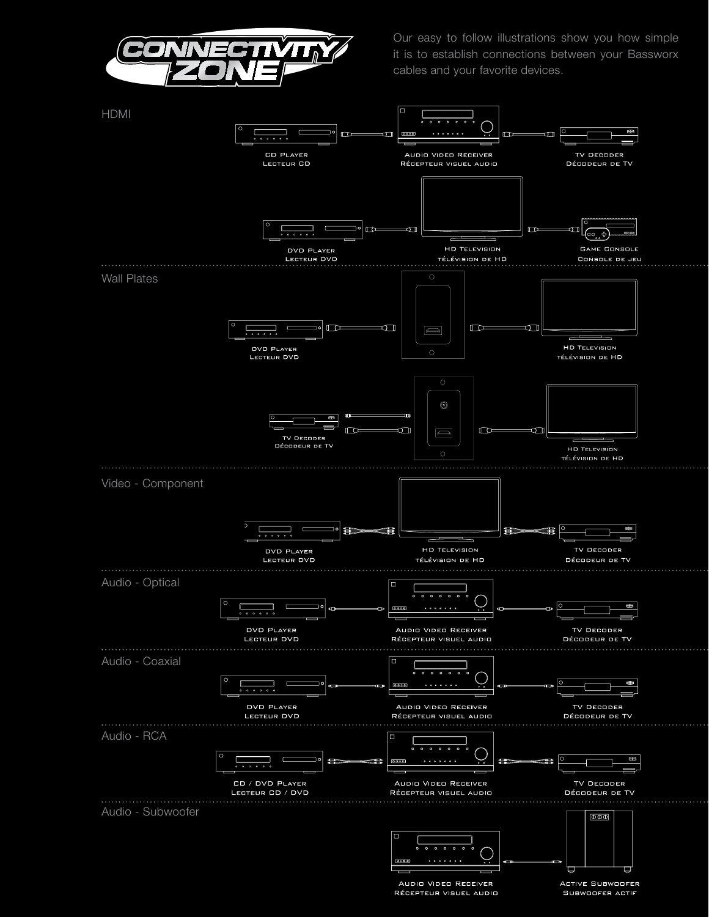# CONNECTIVITY ZONE

Our easy to follow illustrations show you how simple it is to establish connections between your Bassworx cables and your favorite devices.

## HDMI

CD Player
Lecteur CD

Audio Video Receiver
Récepteur visuel audio

TV Decoder
Décodeur de TV

DVD Player
Lecteur DVD

HD Television
télévision de HD

Game Console
Console de jeu

## Wall Plates

DVD Player
Lecteur DVD

HD Television
télévision de HD

TV Decoder
Décodeur de TV

HD Television
télévision de HD

## Video - Component

DVD Player
Lecteur DVD

HD Television
télévision de HD

TV Decoder
Décodeur de TV

## Audio - Optical

DVD Player
Lecteur DVD

Audio Video Receiver
Récepteur visuel audio

TV Decoder
Décodeur de TV

## Audio - Coaxial

DVD Player
Lecteur DVD

Audio Video Receiver
Récepteur visuel audio

TV Decoder
Décodeur de TV

## Audio - RCA

CD / DVD Player
Lecteur CD / DVD

Audio Video Receiver
Récepteur visuel audio

TV Decoder
Décodeur de TV

## Audio - Subwoofer

Audio Video Receiver
Récepteur visuel audio

Active Subwoofer
Subwoofer actif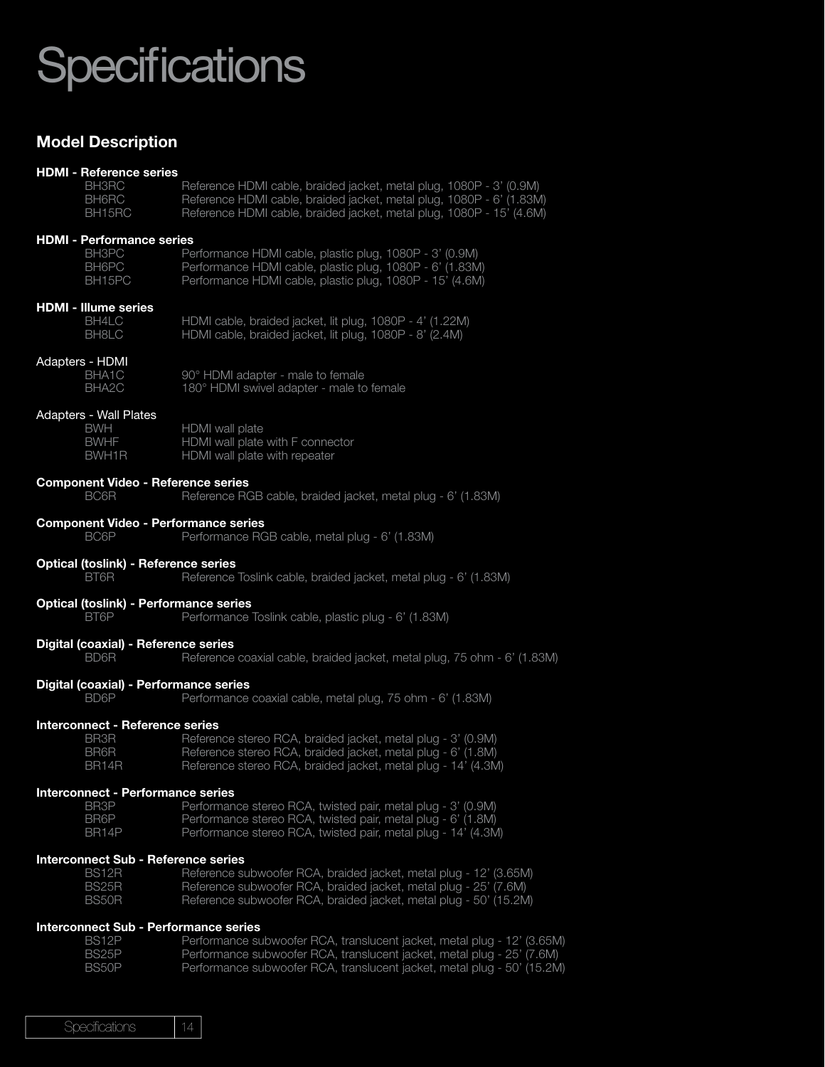# Specifications

## Model Description

**HDMI - Reference series**

| | |
|---|---|
| BH3RC | Reference HDMI cable, braided jacket, metal plug, 1080P - 3' (0.9M) |
| BH6RC | Reference HDMI cable, braided jacket, metal plug, 1080P - 6' (1.83M) |
| BH15RC | Reference HDMI cable, braided jacket, metal plug, 1080P - 15' (4.6M) |

**HDMI - Performance series**

| | |
|---|---|
| BH3PC | Performance HDMI cable, plastic plug, 1080P - 3' (0.9M) |
| BH6PC | Performance HDMI cable, plastic plug, 1080P - 6' (1.83M) |
| BH15PC | Performance HDMI cable, plastic plug, 1080P - 15' (4.6M) |

**HDMI - Illume series**

| | |
|---|---|
| BH4LC | HDMI cable, braided jacket, lit plug, 1080P - 4' (1.22M) |
| BH8LC | HDMI cable, braided jacket, lit plug, 1080P - 8' (2.4M) |

Adapters - HDMI

| | |
|---|---|
| BHA1C | 90° HDMI adapter - male to female |
| BHA2C | 180° HDMI swivel adapter - male to female |

Adapters - Wall Plates

| | |
|---|---|
| BWH | HDMI wall plate |
| BWHF | HDMI wall plate with F connector |
| BWH1R | HDMI wall plate with repeater |

**Component Video - Reference series**

| | |
|---|---|
| BC6R | Reference RGB cable, braided jacket, metal plug - 6' (1.83M) |

**Component Video - Performance series**

| | |
|---|---|
| BC6P | Performance RGB cable, metal plug - 6' (1.83M) |

**Optical (toslink) - Reference series**

| | |
|---|---|
| BT6R | Reference Toslink cable, braided jacket, metal plug - 6' (1.83M) |

**Optical (toslink) - Performance series**

| | |
|---|---|
| BT6P | Performance Toslink cable, plastic plug - 6' (1.83M) |

**Digital (coaxial) - Reference series**

| | |
|---|---|
| BD6R | Reference coaxial cable, braided jacket, metal plug, 75 ohm - 6' (1.83M) |

**Digital (coaxial) - Performance series**

| | |
|---|---|
| BD6P | Performance coaxial cable, metal plug, 75 ohm - 6' (1.83M) |

**Interconnect - Reference series**

| | |
|---|---|
| BR3R | Reference stereo RCA, braided jacket, metal plug - 3' (0.9M) |
| BR6R | Reference stereo RCA, braided jacket, metal plug - 6' (1.8M) |
| BR14R | Reference stereo RCA, braided jacket, metal plug - 14' (4.3M) |

**Interconnect - Performance series**

| | |
|---|---|
| BR3P | Performance stereo RCA, twisted pair, metal plug - 3' (0.9M) |
| BR6P | Performance stereo RCA, twisted pair, metal plug - 6' (1.8M) |
| BR14P | Performance stereo RCA, twisted pair, metal plug - 14' (4.3M) |

**Interconnect Sub - Reference series**

| | |
|---|---|
| BS12R | Reference subwoofer RCA, braided jacket, metal plug - 12' (3.65M) |
| BS25R | Reference subwoofer RCA, braided jacket, metal plug - 25' (7.6M) |
| BS50R | Reference subwoofer RCA, braided jacket, metal plug - 50' (15.2M) |

**Interconnect Sub - Performance series**

| | |
|---|---|
| BS12P | Performance subwoofer RCA, translucent jacket, metal plug - 12' (3.65M) |
| BS25P | Performance subwoofer RCA, translucent jacket, metal plug - 25' (7.6M) |
| BS50P | Performance subwoofer RCA, translucent jacket, metal plug - 50' (15.2M) |